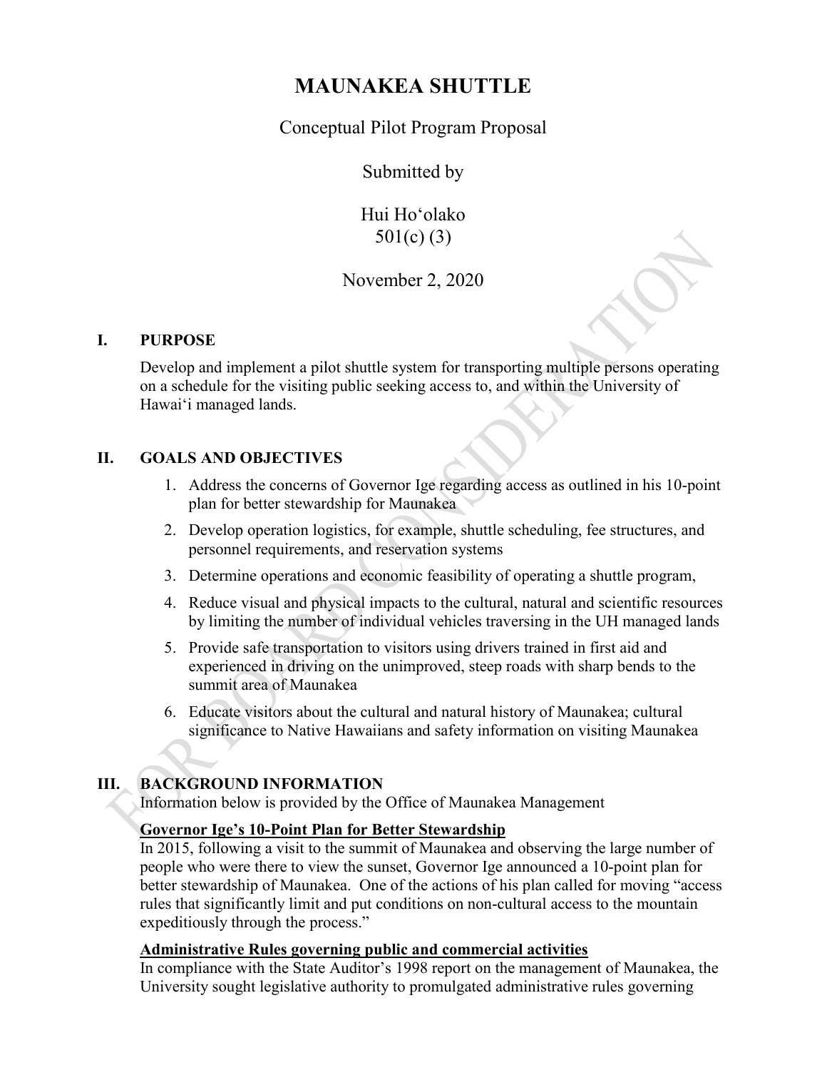# MAUNAKEA SHUTTLE

Conceptual Pilot Program Proposal

Submitted by

Hui Hoʻolako
501(c) (3)

November 2, 2020

## I. PURPOSE

Develop and implement a pilot shuttle system for transporting multiple persons operating on a schedule for the visiting public seeking access to, and within the University of Hawaiʻi managed lands.

## II. GOALS AND OBJECTIVES

1. Address the concerns of Governor Ige regarding access as outlined in his 10-point plan for better stewardship for Maunakea
2. Develop operation logistics, for example, shuttle scheduling, fee structures, and personnel requirements, and reservation systems
3. Determine operations and economic feasibility of operating a shuttle program,
4. Reduce visual and physical impacts to the cultural, natural and scientific resources by limiting the number of individual vehicles traversing in the UH managed lands
5. Provide safe transportation to visitors using drivers trained in first aid and experienced in driving on the unimproved, steep roads with sharp bends to the summit area of Maunakea
6. Educate visitors about the cultural and natural history of Maunakea; cultural significance to Native Hawaiians and safety information on visiting Maunakea

## III. BACKGROUND INFORMATION

Information below is provided by the Office of Maunakea Management

**Governor Ige's 10-Point Plan for Better Stewardship**

In 2015, following a visit to the summit of Maunakea and observing the large number of people who were there to view the sunset, Governor Ige announced a 10-point plan for better stewardship of Maunakea. One of the actions of his plan called for moving "access rules that significantly limit and put conditions on non-cultural access to the mountain expeditiously through the process."

**Administrative Rules governing public and commercial activities**

In compliance with the State Auditor's 1998 report on the management of Maunakea, the University sought legislative authority to promulgated administrative rules governing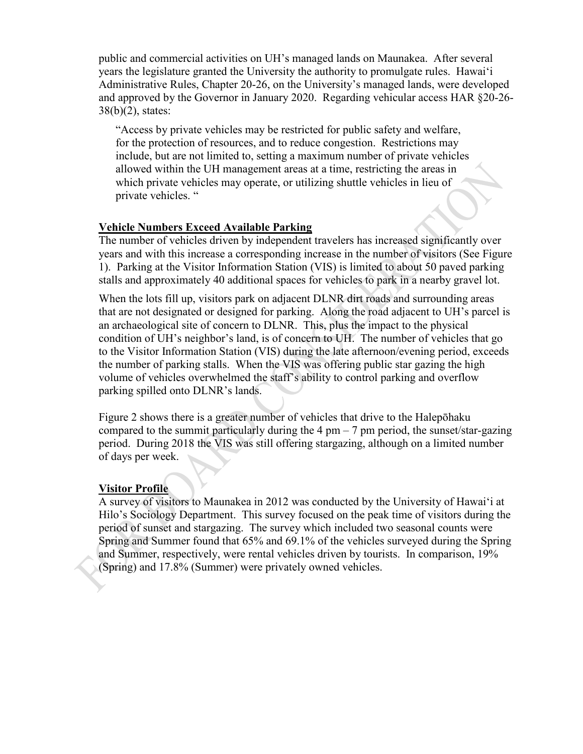public and commercial activities on UH's managed lands on Maunakea. After several years the legislature granted the University the authority to promulgate rules. Hawai'i Administrative Rules, Chapter 20-26, on the University's managed lands, were developed and approved by the Governor in January 2020. Regarding vehicular access HAR §20-26-38(b)(2), states:

> "Access by private vehicles may be restricted for public safety and welfare, for the protection of resources, and to reduce congestion. Restrictions may include, but are not limited to, setting a maximum number of private vehicles allowed within the UH management areas at a time, restricting the areas in which private vehicles may operate, or utilizing shuttle vehicles in lieu of private vehicles. "

**Vehicle Numbers Exceed Available Parking**

The number of vehicles driven by independent travelers has increased significantly over years and with this increase a corresponding increase in the number of visitors (See Figure 1). Parking at the Visitor Information Station (VIS) is limited to about 50 paved parking stalls and approximately 40 additional spaces for vehicles to park in a nearby gravel lot.

When the lots fill up, visitors park on adjacent DLNR dirt roads and surrounding areas that are not designated or designed for parking. Along the road adjacent to UH's parcel is an archaeological site of concern to DLNR. This, plus the impact to the physical condition of UH's neighbor's land, is of concern to UH. The number of vehicles that go to the Visitor Information Station (VIS) during the late afternoon/evening period, exceeds the number of parking stalls. When the VIS was offering public star gazing the high volume of vehicles overwhelmed the staff's ability to control parking and overflow parking spilled onto DLNR's lands.

Figure 2 shows there is a greater number of vehicles that drive to the Halepōhaku compared to the summit particularly during the 4 pm – 7 pm period, the sunset/star-gazing period. During 2018 the VIS was still offering stargazing, although on a limited number of days per week.

**Visitor Profile**

A survey of visitors to Maunakea in 2012 was conducted by the University of Hawai'i at Hilo's Sociology Department. This survey focused on the peak time of visitors during the period of sunset and stargazing. The survey which included two seasonal counts were Spring and Summer found that 65% and 69.1% of the vehicles surveyed during the Spring and Summer, respectively, were rental vehicles driven by tourists. In comparison, 19% (Spring) and 17.8% (Summer) were privately owned vehicles.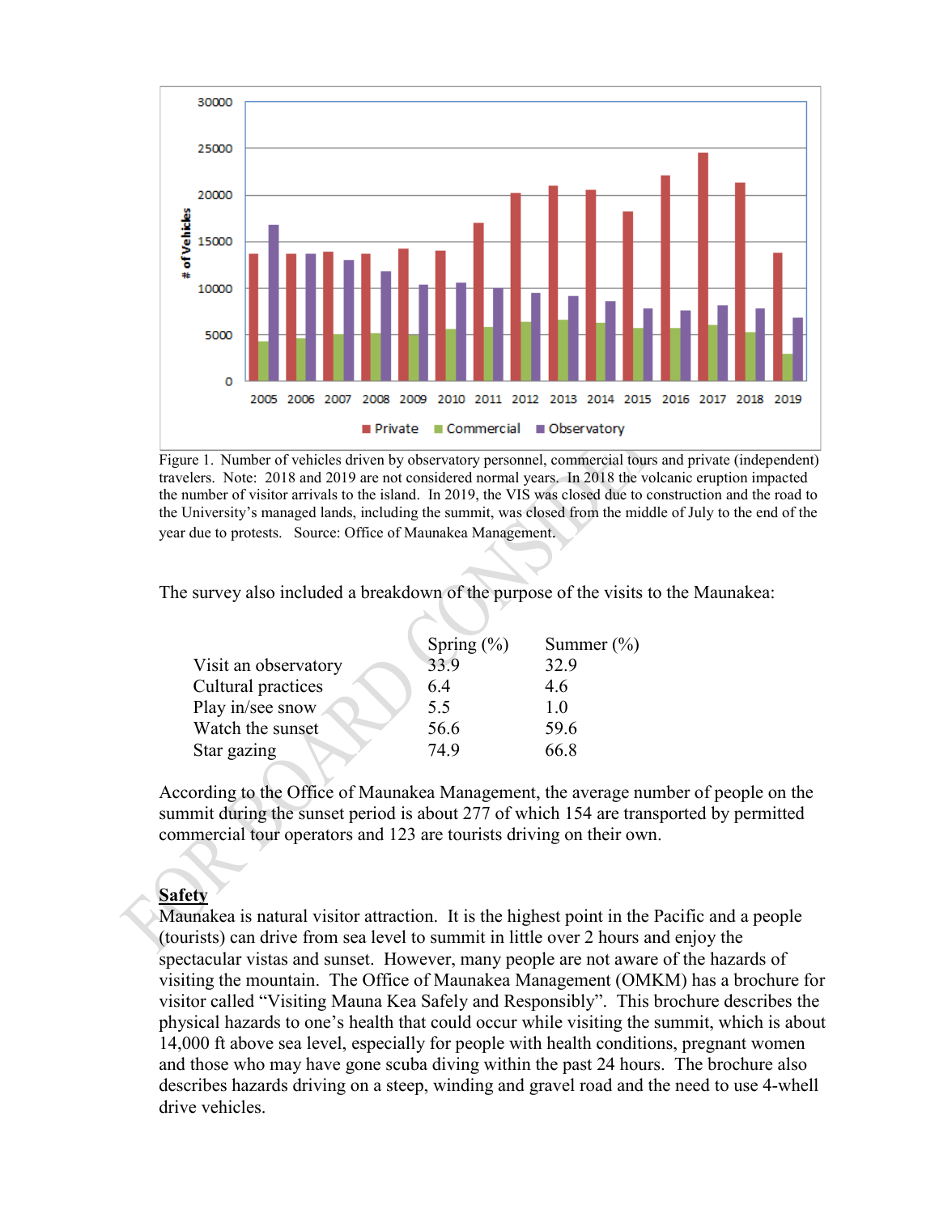Figure 1. Number of vehicles driven by observatory personnel, commercial tours and private (independent) travelers. Note: 2018 and 2019 are not considered normal years. In 2018 the volcanic eruption impacted the number of visitor arrivals to the island. In 2019, the VIS was closed due to construction and the road to the University's managed lands, including the summit, was closed from the middle of July to the end of the year due to protests. Source: Office of Maunakea Management.

The survey also included a breakdown of the purpose of the visits to the Maunakea:

| | Spring (%) | Summer (%) |
|---|---|---|
| Visit an observatory | 33.9 | 32.9 |
| Cultural practices | 6.4 | 4.6 |
| Play in/see snow | 5.5 | 1.0 |
| Watch the sunset | 56.6 | 59.6 |
| Star gazing | 74.9 | 66.8 |

According to the Office of Maunakea Management, the average number of people on the summit during the sunset period is about 277 of which 154 are transported by permitted commercial tour operators and 123 are tourists driving on their own.

**Safety**

Maunakea is natural visitor attraction. It is the highest point in the Pacific and a people (tourists) can drive from sea level to summit in little over 2 hours and enjoy the spectacular vistas and sunset. However, many people are not aware of the hazards of visiting the mountain. The Office of Maunakea Management (OMKM) has a brochure for visitor called "Visiting Mauna Kea Safely and Responsibly". This brochure describes the physical hazards to one's health that could occur while visiting the summit, which is about 14,000 ft above sea level, especially for people with health conditions, pregnant women and those who may have gone scuba diving within the past 24 hours. The brochure also describes hazards driving on a steep, winding and gravel road and the need to use 4-whell drive vehicles.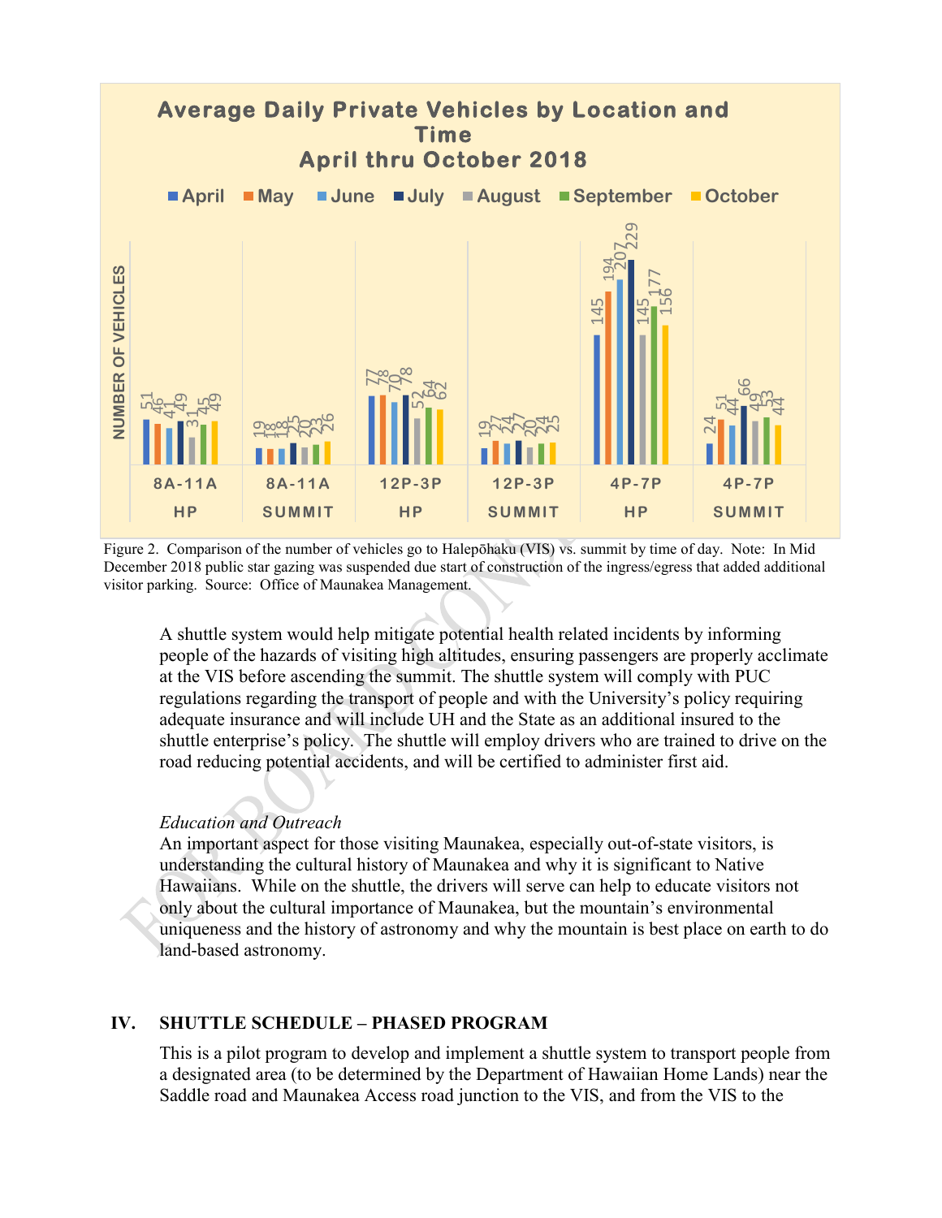**Average Daily Private Vehicles by Location and Time**
**April thru October 2018**

| Time / Location | April | May | June | July | August | September | October |
|---|---|---|---|---|---|---|---|
| 8A-11A HP | 51 | 46 | 41 | 49 | 31 | 45 | 49 |
| 8A-11A SUMMIT | 19 | 18 | 18 | 25 | 20 | 23 | 26 |
| 12P-3P HP | 77 | 78 | 70 | 78 | 52 | 64 | 62 |
| 12P-3P SUMMIT | 19 | 27 | 24 | 27 | 20 | 24 | 25 |
| 4P-7P HP | 145 | 194 | 207 | 229 | 145 | 177 | 156 |
| 4P-7P SUMMIT | 24 | 51 | 44 | 66 | 49 | 53 | 44 |

(Y-axis: NUMBER OF VEHICLES)

Figure 2. Comparison of the number of vehicles go to Halepōhaku (VIS) vs. summit by time of day. Note: In Mid December 2018 public star gazing was suspended due start of construction of the ingress/egress that added additional visitor parking. Source: Office of Maunakea Management.

A shuttle system would help mitigate potential health related incidents by informing people of the hazards of visiting high altitudes, ensuring passengers are properly acclimate at the VIS before ascending the summit. The shuttle system will comply with PUC regulations regarding the transport of people and with the University's policy requiring adequate insurance and will include UH and the State as an additional insured to the shuttle enterprise's policy. The shuttle will employ drivers who are trained to drive on the road reducing potential accidents, and will be certified to administer first aid.

*Education and Outreach*

An important aspect for those visiting Maunakea, especially out-of-state visitors, is understanding the cultural history of Maunakea and why it is significant to Native Hawaiians. While on the shuttle, the drivers will serve can help to educate visitors not only about the cultural importance of Maunakea, but the mountain's environmental uniqueness and the history of astronomy and why the mountain is best place on earth to do land-based astronomy.

## IV. SHUTTLE SCHEDULE – PHASED PROGRAM

This is a pilot program to develop and implement a shuttle system to transport people from a designated area (to be determined by the Department of Hawaiian Home Lands) near the Saddle road and Maunakea Access road junction to the VIS, and from the VIS to the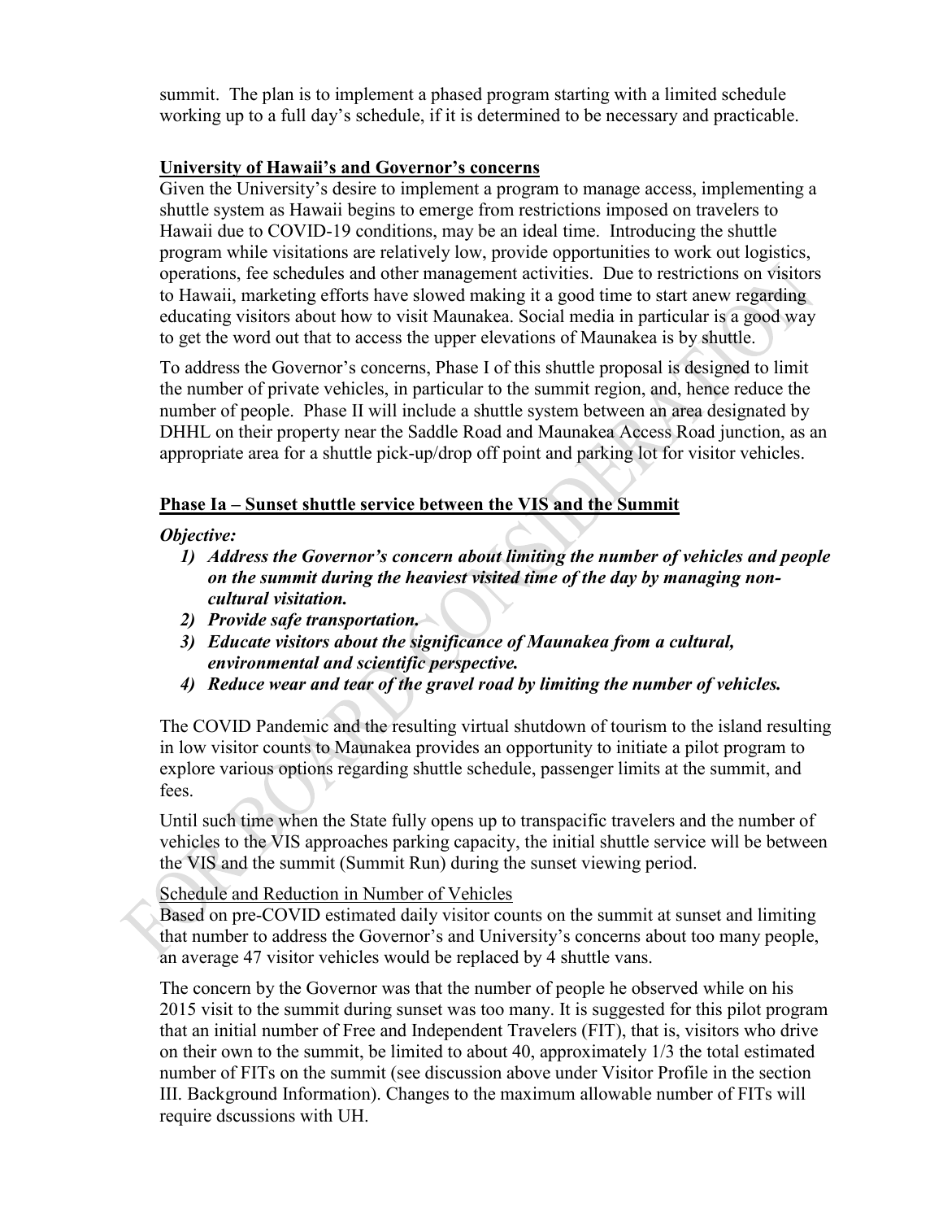summit. The plan is to implement a phased program starting with a limited schedule working up to a full day's schedule, if it is determined to be necessary and practicable.

## University of Hawaii's and Governor's concerns

Given the University's desire to implement a program to manage access, implementing a shuttle system as Hawaii begins to emerge from restrictions imposed on travelers to Hawaii due to COVID-19 conditions, may be an ideal time. Introducing the shuttle program while visitations are relatively low, provide opportunities to work out logistics, operations, fee schedules and other management activities. Due to restrictions on visitors to Hawaii, marketing efforts have slowed making it a good time to start anew regarding educating visitors about how to visit Maunakea. Social media in particular is a good way to get the word out that to access the upper elevations of Maunakea is by shuttle.

To address the Governor's concerns, Phase I of this shuttle proposal is designed to limit the number of private vehicles, in particular to the summit region, and, hence reduce the number of people. Phase II will include a shuttle system between an area designated by DHHL on their property near the Saddle Road and Maunakea Access Road junction, as an appropriate area for a shuttle pick-up/drop off point and parking lot for visitor vehicles.

## Phase Ia – Sunset shuttle service between the VIS and the Summit

***Objective:***

1) ***Address the Governor's concern about limiting the number of vehicles and people on the summit during the heaviest visited time of the day by managing non-cultural visitation.***
2) ***Provide safe transportation.***
3) ***Educate visitors about the significance of Maunakea from a cultural, environmental and scientific perspective.***
4) ***Reduce wear and tear of the gravel road by limiting the number of vehicles.***

The COVID Pandemic and the resulting virtual shutdown of tourism to the island resulting in low visitor counts to Maunakea provides an opportunity to initiate a pilot program to explore various options regarding shuttle schedule, passenger limits at the summit, and fees.

Until such time when the State fully opens up to transpacific travelers and the number of vehicles to the VIS approaches parking capacity, the initial shuttle service will be between the VIS and the summit (Summit Run) during the sunset viewing period.

Schedule and Reduction in Number of Vehicles

Based on pre-COVID estimated daily visitor counts on the summit at sunset and limiting that number to address the Governor's and University's concerns about too many people, an average 47 visitor vehicles would be replaced by 4 shuttle vans.

The concern by the Governor was that the number of people he observed while on his 2015 visit to the summit during sunset was too many. It is suggested for this pilot program that an initial number of Free and Independent Travelers (FIT), that is, visitors who drive on their own to the summit, be limited to about 40, approximately 1/3 the total estimated number of FITs on the summit (see discussion above under Visitor Profile in the section III. Background Information). Changes to the maximum allowable number of FITs will require dscussions with UH.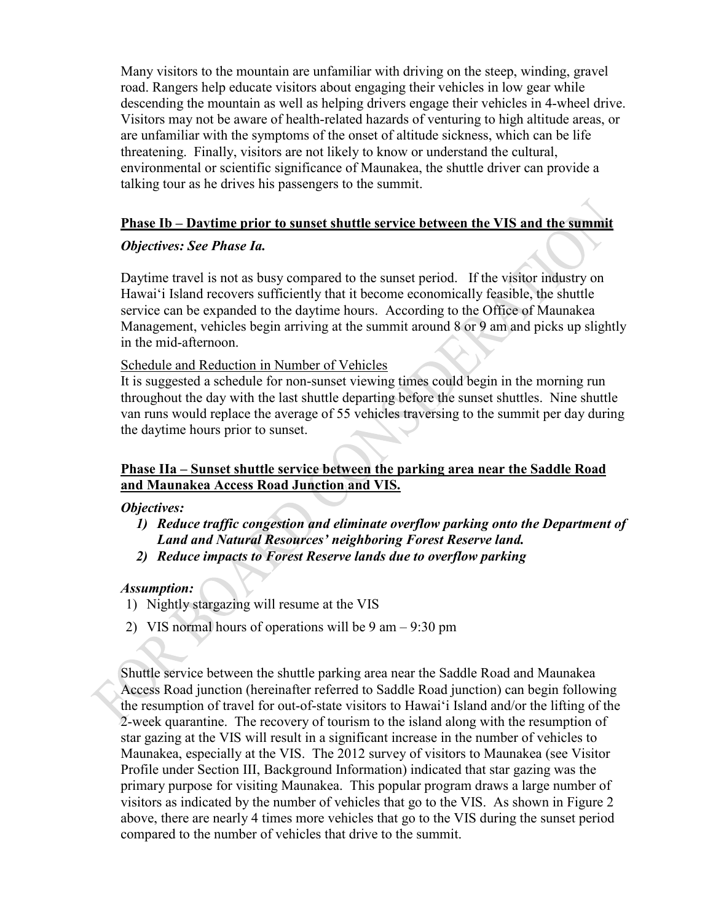Many visitors to the mountain are unfamiliar with driving on the steep, winding, gravel road. Rangers help educate visitors about engaging their vehicles in low gear while descending the mountain as well as helping drivers engage their vehicles in 4-wheel drive. Visitors may not be aware of health-related hazards of venturing to high altitude areas, or are unfamiliar with the symptoms of the onset of altitude sickness, which can be life threatening. Finally, visitors are not likely to know or understand the cultural, environmental or scientific significance of Maunakea, the shuttle driver can provide a talking tour as he drives his passengers to the summit.

**Phase Ib – Daytime prior to sunset shuttle service between the VIS and the summit**

***Objectives: See Phase Ia.***

Daytime travel is not as busy compared to the sunset period. If the visitor industry on Hawai'i Island recovers sufficiently that it become economically feasible, the shuttle service can be expanded to the daytime hours. According to the Office of Maunakea Management, vehicles begin arriving at the summit around 8 or 9 am and picks up slightly in the mid-afternoon.

Schedule and Reduction in Number of Vehicles

It is suggested a schedule for non-sunset viewing times could begin in the morning run throughout the day with the last shuttle departing before the sunset shuttles. Nine shuttle van runs would replace the average of 55 vehicles traversing to the summit per day during the daytime hours prior to sunset.

**Phase IIa – Sunset shuttle service between the parking area near the Saddle Road and Maunakea Access Road Junction and VIS.**

***Objectives:***

1) ***Reduce traffic congestion and eliminate overflow parking onto the Department of Land and Natural Resources' neighboring Forest Reserve land.***
2) ***Reduce impacts to Forest Reserve lands due to overflow parking***

***Assumption:***

1) Nightly stargazing will resume at the VIS
2) VIS normal hours of operations will be 9 am – 9:30 pm

Shuttle service between the shuttle parking area near the Saddle Road and Maunakea Access Road junction (hereinafter referred to Saddle Road junction) can begin following the resumption of travel for out-of-state visitors to Hawai'i Island and/or the lifting of the 2-week quarantine. The recovery of tourism to the island along with the resumption of star gazing at the VIS will result in a significant increase in the number of vehicles to Maunakea, especially at the VIS. The 2012 survey of visitors to Maunakea (see Visitor Profile under Section III, Background Information) indicated that star gazing was the primary purpose for visiting Maunakea. This popular program draws a large number of visitors as indicated by the number of vehicles that go to the VIS. As shown in Figure 2 above, there are nearly 4 times more vehicles that go to the VIS during the sunset period compared to the number of vehicles that drive to the summit.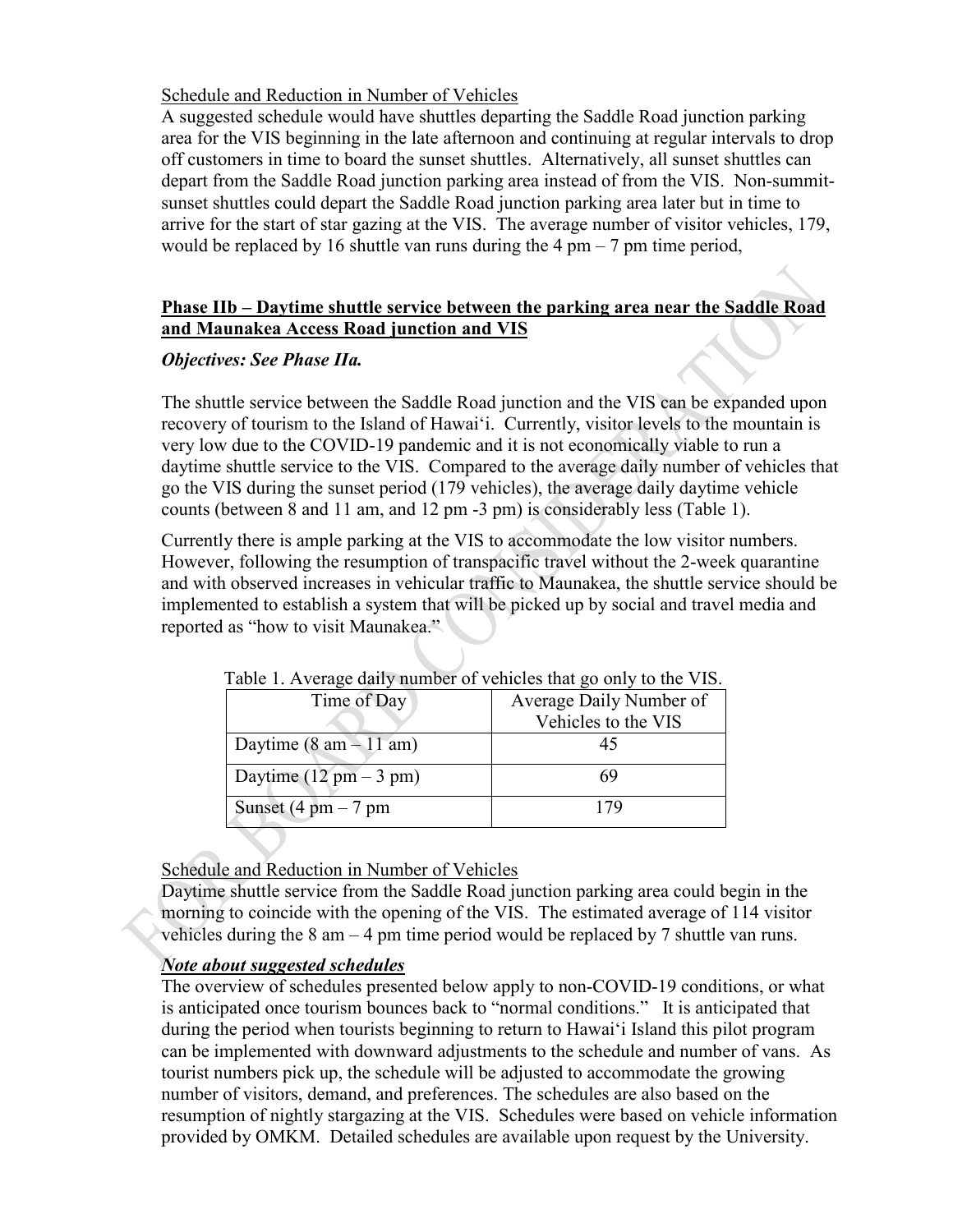Schedule and Reduction in Number of Vehicles

A suggested schedule would have shuttles departing the Saddle Road junction parking area for the VIS beginning in the late afternoon and continuing at regular intervals to drop off customers in time to board the sunset shuttles. Alternatively, all sunset shuttles can depart from the Saddle Road junction parking area instead of from the VIS. Non-summit-sunset shuttles could depart the Saddle Road junction parking area later but in time to arrive for the start of star gazing at the VIS. The average number of visitor vehicles, 179, would be replaced by 16 shuttle van runs during the 4 pm – 7 pm time period,

## Phase IIb – Daytime shuttle service between the parking area near the Saddle Road and Maunakea Access Road junction and VIS

***Objectives: See Phase IIa.***

The shuttle service between the Saddle Road junction and the VIS can be expanded upon recovery of tourism to the Island of Hawaiʻi. Currently, visitor levels to the mountain is very low due to the COVID-19 pandemic and it is not economically viable to run a daytime shuttle service to the VIS. Compared to the average daily number of vehicles that go the VIS during the sunset period (179 vehicles), the average daily daytime vehicle counts (between 8 and 11 am, and 12 pm -3 pm) is considerably less (Table 1).

Currently there is ample parking at the VIS to accommodate the low visitor numbers. However, following the resumption of transpacific travel without the 2-week quarantine and with observed increases in vehicular traffic to Maunakea, the shuttle service should be implemented to establish a system that will be picked up by social and travel media and reported as "how to visit Maunakea."

Table 1. Average daily number of vehicles that go only to the VIS.

| Time of Day | Average Daily Number of Vehicles to the VIS |
|---|---|
| Daytime (8 am – 11 am) | 45 |
| Daytime (12 pm – 3 pm) | 69 |
| Sunset (4 pm – 7 pm | 179 |

Schedule and Reduction in Number of Vehicles

Daytime shuttle service from the Saddle Road junction parking area could begin in the morning to coincide with the opening of the VIS. The estimated average of 114 visitor vehicles during the 8 am – 4 pm time period would be replaced by 7 shuttle van runs.

***Note about suggested schedules***

The overview of schedules presented below apply to non-COVID-19 conditions, or what is anticipated once tourism bounces back to "normal conditions." It is anticipated that during the period when tourists beginning to return to Hawaiʻi Island this pilot program can be implemented with downward adjustments to the schedule and number of vans. As tourist numbers pick up, the schedule will be adjusted to accommodate the growing number of visitors, demand, and preferences. The schedules are also based on the resumption of nightly stargazing at the VIS. Schedules were based on vehicle information provided by OMKM. Detailed schedules are available upon request by the University.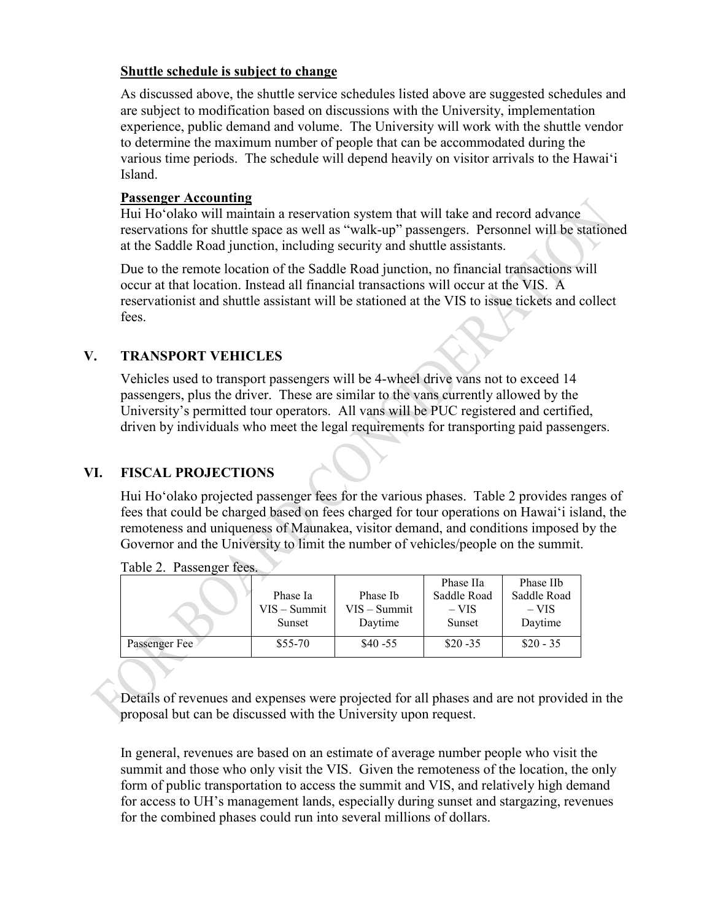**Shuttle schedule is subject to change**

As discussed above, the shuttle service schedules listed above are suggested schedules and are subject to modification based on discussions with the University, implementation experience, public demand and volume. The University will work with the shuttle vendor to determine the maximum number of people that can be accommodated during the various time periods. The schedule will depend heavily on visitor arrivals to the Hawai'i Island.

**Passenger Accounting**

Hui Ho'olako will maintain a reservation system that will take and record advance reservations for shuttle space as well as "walk-up" passengers. Personnel will be stationed at the Saddle Road junction, including security and shuttle assistants.

Due to the remote location of the Saddle Road junction, no financial transactions will occur at that location. Instead all financial transactions will occur at the VIS. A reservationist and shuttle assistant will be stationed at the VIS to issue tickets and collect fees.

## V. TRANSPORT VEHICLES

Vehicles used to transport passengers will be 4-wheel drive vans not to exceed 14 passengers, plus the driver. These are similar to the vans currently allowed by the University's permitted tour operators. All vans will be PUC registered and certified, driven by individuals who meet the legal requirements for transporting paid passengers.

## VI. FISCAL PROJECTIONS

Hui Ho'olako projected passenger fees for the various phases. Table 2 provides ranges of fees that could be charged based on fees charged for tour operations on Hawai'i island, the remoteness and uniqueness of Maunakea, visitor demand, and conditions imposed by the Governor and the University to limit the number of vehicles/people on the summit.

Table 2. Passenger fees.

| | Phase Ia VIS – Summit Sunset | Phase Ib VIS – Summit Daytime | Phase IIa Saddle Road – VIS Sunset | Phase IIb Saddle Road – VIS Daytime |
|---|---|---|---|---|
| Passenger Fee | $55-70 | $40 -55 | $20 -35 | $20 - 35 |

Details of revenues and expenses were projected for all phases and are not provided in the proposal but can be discussed with the University upon request.

In general, revenues are based on an estimate of average number people who visit the summit and those who only visit the VIS. Given the remoteness of the location, the only form of public transportation to access the summit and VIS, and relatively high demand for access to UH's management lands, especially during sunset and stargazing, revenues for the combined phases could run into several millions of dollars.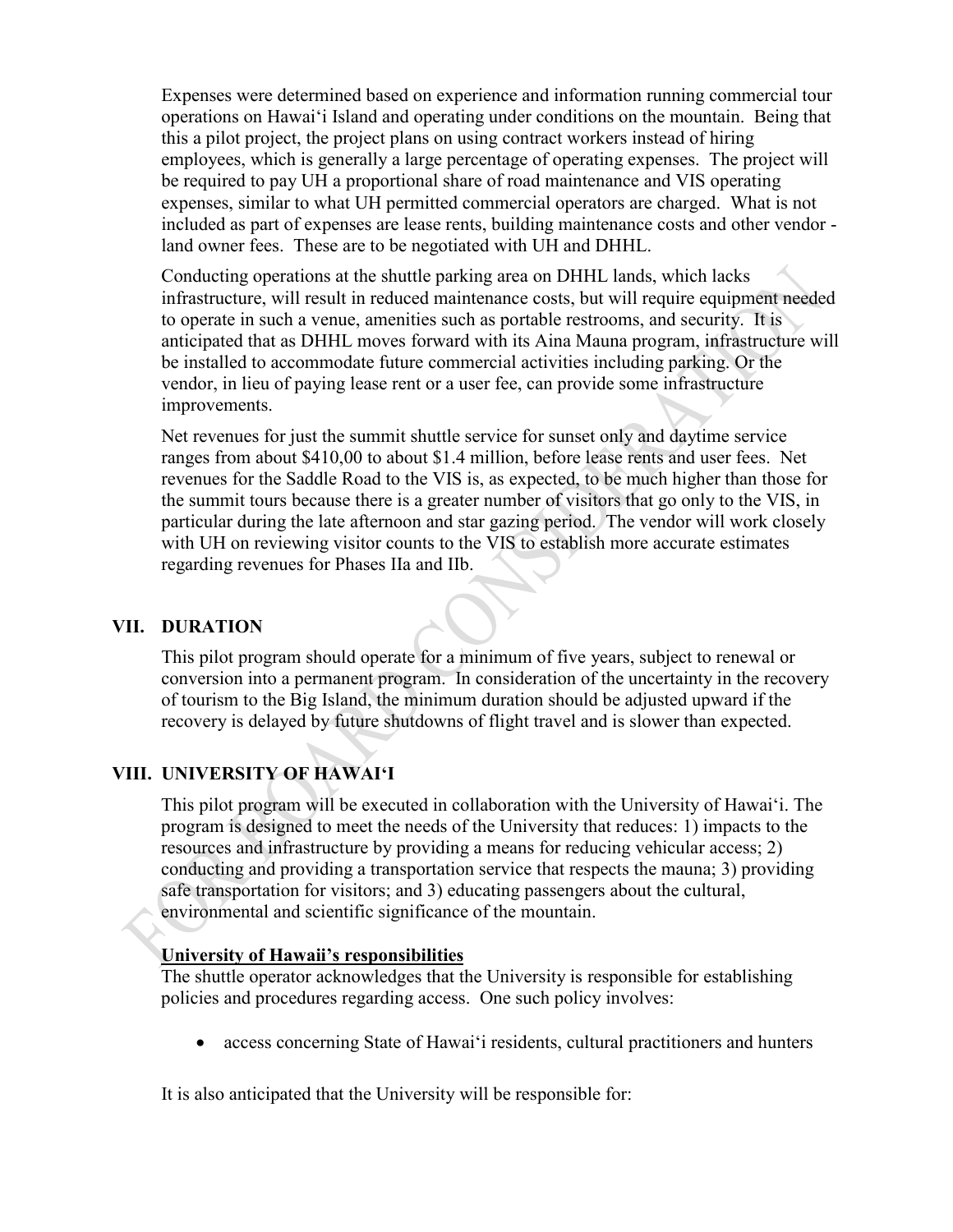Expenses were determined based on experience and information running commercial tour operations on Hawaiʻi Island and operating under conditions on the mountain. Being that this a pilot project, the project plans on using contract workers instead of hiring employees, which is generally a large percentage of operating expenses. The project will be required to pay UH a proportional share of road maintenance and VIS operating expenses, similar to what UH permitted commercial operators are charged. What is not included as part of expenses are lease rents, building maintenance costs and other vendor - land owner fees. These are to be negotiated with UH and DHHL.

Conducting operations at the shuttle parking area on DHHL lands, which lacks infrastructure, will result in reduced maintenance costs, but will require equipment needed to operate in such a venue, amenities such as portable restrooms, and security. It is anticipated that as DHHL moves forward with its Aina Mauna program, infrastructure will be installed to accommodate future commercial activities including parking. Or the vendor, in lieu of paying lease rent or a user fee, can provide some infrastructure improvements.

Net revenues for just the summit shuttle service for sunset only and daytime service ranges from about $410,00 to about $1.4 million, before lease rents and user fees. Net revenues for the Saddle Road to the VIS is, as expected, to be much higher than those for the summit tours because there is a greater number of visitors that go only to the VIS, in particular during the late afternoon and star gazing period. The vendor will work closely with UH on reviewing visitor counts to the VIS to establish more accurate estimates regarding revenues for Phases IIa and IIb.

## VII. DURATION

This pilot program should operate for a minimum of five years, subject to renewal or conversion into a permanent program. In consideration of the uncertainty in the recovery of tourism to the Big Island, the minimum duration should be adjusted upward if the recovery is delayed by future shutdowns of flight travel and is slower than expected.

## VIII. UNIVERSITY OF HAWAIʻI

This pilot program will be executed in collaboration with the University of Hawaiʻi. The program is designed to meet the needs of the University that reduces: 1) impacts to the resources and infrastructure by providing a means for reducing vehicular access; 2) conducting and providing a transportation service that respects the mauna; 3) providing safe transportation for visitors; and 3) educating passengers about the cultural, environmental and scientific significance of the mountain.

**University of Hawaii's responsibilities**

The shuttle operator acknowledges that the University is responsible for establishing policies and procedures regarding access. One such policy involves:

- access concerning State of Hawaiʻi residents, cultural practitioners and hunters

It is also anticipated that the University will be responsible for: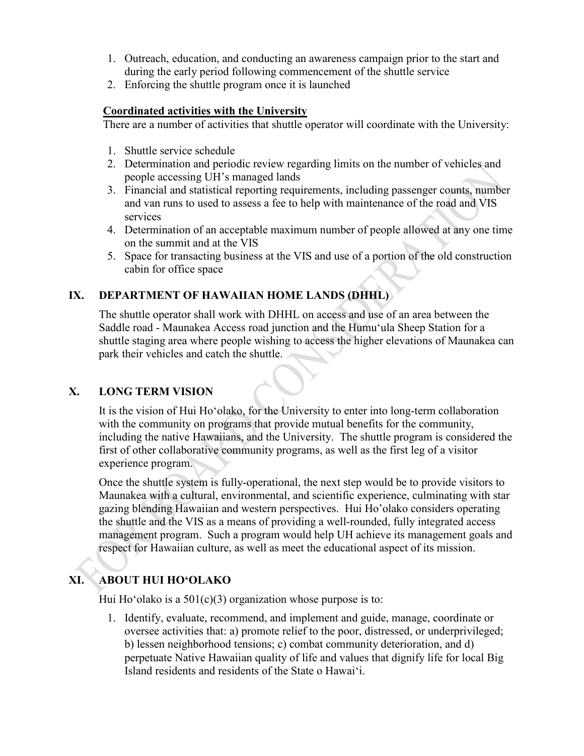1. Outreach, education, and conducting an awareness campaign prior to the start and during the early period following commencement of the shuttle service
2. Enforcing the shuttle program once it is launched

**Coordinated activities with the University**

There are a number of activities that shuttle operator will coordinate with the University:

1. Shuttle service schedule
2. Determination and periodic review regarding limits on the number of vehicles and people accessing UH's managed lands
3. Financial and statistical reporting requirements, including passenger counts, number and van runs to used to assess a fee to help with maintenance of the road and VIS services
4. Determination of an acceptable maximum number of people allowed at any one time on the summit and at the VIS
5. Space for transacting business at the VIS and use of a portion of the old construction cabin for office space

## IX. DEPARTMENT OF HAWAIIAN HOME LANDS (DHHL)

The shuttle operator shall work with DHHL on access and use of an area between the Saddle road - Maunakea Access road junction and the Humuʻula Sheep Station for a shuttle staging area where people wishing to access the higher elevations of Maunakea can park their vehicles and catch the shuttle.

## X. LONG TERM VISION

It is the vision of Hui Hoʻolako, for the University to enter into long-term collaboration with the community on programs that provide mutual benefits for the community, including the native Hawaiians, and the University. The shuttle program is considered the first of other collaborative community programs, as well as the first leg of a visitor experience program.

Once the shuttle system is fully-operational, the next step would be to provide visitors to Maunakea with a cultural, environmental, and scientific experience, culminating with star gazing blending Hawaiian and western perspectives. Hui Ho'olako considers operating the shuttle and the VIS as a means of providing a well-rounded, fully integrated access management program. Such a program would help UH achieve its management goals and respect for Hawaiian culture, as well as meet the educational aspect of its mission.

## XI. ABOUT HUI HOʻOLAKO

Hui Hoʻolako is a 501(c)(3) organization whose purpose is to:

1. Identify, evaluate, recommend, and implement and guide, manage, coordinate or oversee activities that: a) promote relief to the poor, distressed, or underprivileged; b) lessen neighborhood tensions; c) combat community deterioration, and d) perpetuate Native Hawaiian quality of life and values that dignify life for local Big Island residents and residents of the State o Hawaiʻi.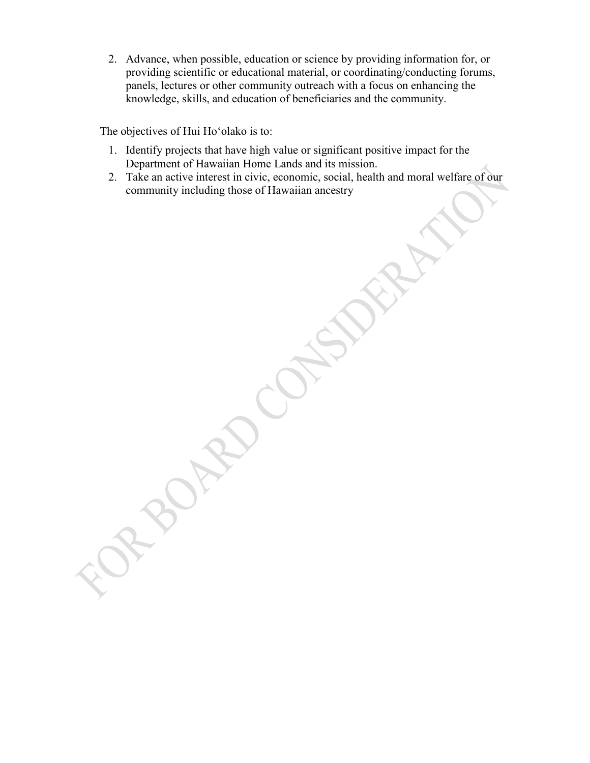2. Advance, when possible, education or science by providing information for, or providing scientific or educational material, or coordinating/conducting forums, panels, lectures or other community outreach with a focus on enhancing the knowledge, skills, and education of beneficiaries and the community.

The objectives of Hui Hoʻolako is to:

1. Identify projects that have high value or significant positive impact for the Department of Hawaiian Home Lands and its mission.
2. Take an active interest in civic, economic, social, health and moral welfare of our community including those of Hawaiian ancestry